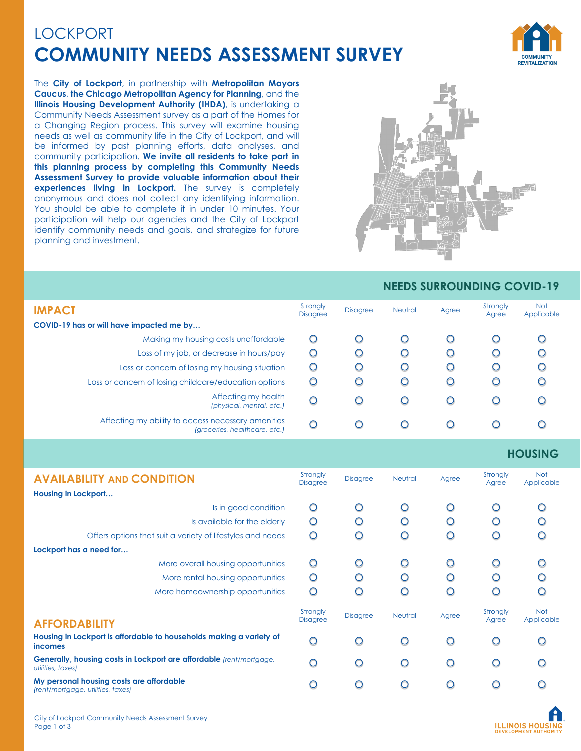# LOCKPORT
# COMMUNITY NEEDS ASSESSMENT SURVEY

The **City of Lockport**, in partnership with **Metropolitan Mayors Caucus**, **the Chicago Metropolitan Agency for Planning**, and the **Illinois Housing Development Authority (IHDA)**, is undertaking a Community Needs Assessment survey as a part of the Homes for a Changing Region process. This survey will examine housing needs as well as community life in the City of Lockport, and will be informed by past planning efforts, data analyses, and community participation. **We invite all residents to take part in this planning process by completing this Community Needs Assessment Survey to provide valuable information about their experiences living in Lockport.** The survey is completely anonymous and does not collect any identifying information. You should be able to complete it in under 10 minutes. Your participation will help our agencies and the City of Lockport identify community needs and goals, and strategize for future planning and investment.

## NEEDS SURROUNDING COVID-19

### IMPACT

| COVID-19 has or will have impacted me by… | Strongly Disagree | Disagree | Neutral | Agree | Strongly Agree | Not Applicable |
|---|---|---|---|---|---|---|
| Making my housing costs unaffordable | ○ | ○ | ○ | ○ | ○ | ○ |
| Loss of my job, or decrease in hours/pay | ○ | ○ | ○ | ○ | ○ | ○ |
| Loss or concern of losing my housing situation | ○ | ○ | ○ | ○ | ○ | ○ |
| Loss or concern of losing childcare/education options | ○ | ○ | ○ | ○ | ○ | ○ |
| Affecting my health *(physical, mental, etc.)* | ○ | ○ | ○ | ○ | ○ | ○ |
| Affecting my ability to access necessary amenities *(groceries, healthcare, etc.)* | ○ | ○ | ○ | ○ | ○ | ○ |

## HOUSING

### AVAILABILITY AND CONDITION

| | Strongly Disagree | Disagree | Neutral | Agree | Strongly Agree | Not Applicable |
|---|---|---|---|---|---|---|
| **Housing in Lockport…** | | | | | | |
| Is in good condition | ○ | ○ | ○ | ○ | ○ | ○ |
| Is available for the elderly | ○ | ○ | ○ | ○ | ○ | ○ |
| Offers options that suit a variety of lifestyles and needs | ○ | ○ | ○ | ○ | ○ | ○ |
| **Lockport has a need for…** | | | | | | |
| More overall housing opportunities | ○ | ○ | ○ | ○ | ○ | ○ |
| More rental housing opportunities | ○ | ○ | ○ | ○ | ○ | ○ |
| More homeownership opportunities | ○ | ○ | ○ | ○ | ○ | ○ |

### AFFORDABILITY

| | Strongly Disagree | Disagree | Neutral | Agree | Strongly Agree | Not Applicable |
|---|---|---|---|---|---|---|
| **Housing in Lockport is affordable to households making a variety of incomes** | ○ | ○ | ○ | ○ | ○ | ○ |
| **Generally, housing costs in Lockport are affordable** *(rent/mortgage, utilities, taxes)* | ○ | ○ | ○ | ○ | ○ | ○ |
| **My personal housing costs are affordable** *(rent/mortgage, utilities, taxes)* | ○ | ○ | ○ | ○ | ○ | ○ |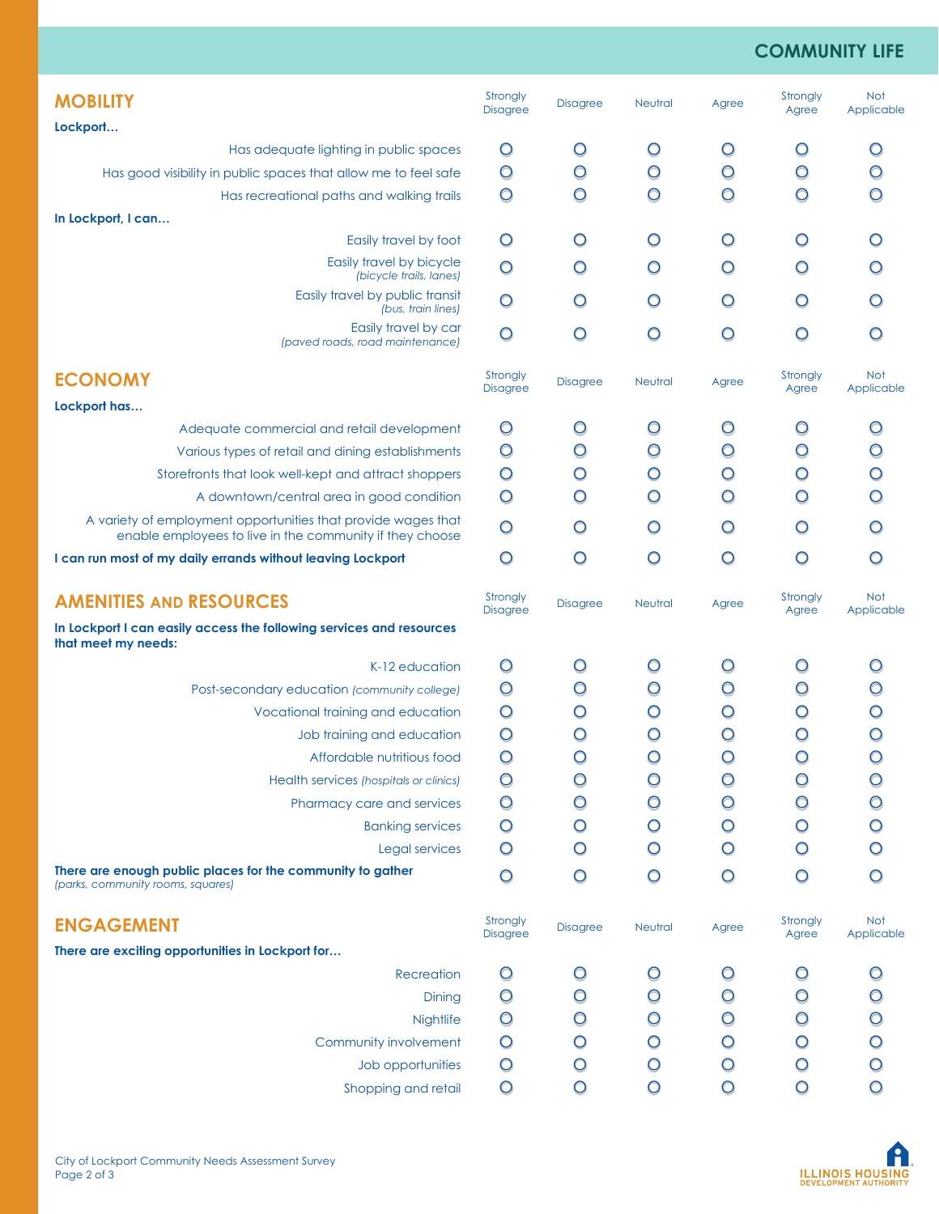# COMMUNITY LIFE

## MOBILITY

| Lockport… | Strongly Disagree | Disagree | Neutral | Agree | Strongly Agree | Not Applicable |
|---|---|---|---|---|---|---|
| Has adequate lighting in public spaces | ○ | ○ | ○ | ○ | ○ | ○ |
| Has good visibility in public spaces that allow me to feel safe | ○ | ○ | ○ | ○ | ○ | ○ |
| Has recreational paths and walking trails | ○ | ○ | ○ | ○ | ○ | ○ |
| **In Lockport, I can…** | | | | | | |
| Easily travel by foot | ○ | ○ | ○ | ○ | ○ | ○ |
| Easily travel by bicycle *(bicycle trails, lanes)* | ○ | ○ | ○ | ○ | ○ | ○ |
| Easily travel by public transit *(bus, train lines)* | ○ | ○ | ○ | ○ | ○ | ○ |
| Easily travel by car *(paved roads, road maintenance)* | ○ | ○ | ○ | ○ | ○ | ○ |

## ECONOMY

| Lockport has… | Strongly Disagree | Disagree | Neutral | Agree | Strongly Agree | Not Applicable |
|---|---|---|---|---|---|---|
| Adequate commercial and retail development | ○ | ○ | ○ | ○ | ○ | ○ |
| Various types of retail and dining establishments | ○ | ○ | ○ | ○ | ○ | ○ |
| Storefronts that look well-kept and attract shoppers | ○ | ○ | ○ | ○ | ○ | ○ |
| A downtown/central area in good condition | ○ | ○ | ○ | ○ | ○ | ○ |
| A variety of employment opportunities that provide wages that enable employees to live in the community if they choose | ○ | ○ | ○ | ○ | ○ | ○ |
| **I can run most of my daily errands without leaving Lockport** | ○ | ○ | ○ | ○ | ○ | ○ |

## AMENITIES AND RESOURCES

| In Lockport I can easily access the following services and resources that meet my needs: | Strongly Disagree | Disagree | Neutral | Agree | Strongly Agree | Not Applicable |
|---|---|---|---|---|---|---|
| K-12 education | ○ | ○ | ○ | ○ | ○ | ○ |
| Post-secondary education *(community college)* | ○ | ○ | ○ | ○ | ○ | ○ |
| Vocational training and education | ○ | ○ | ○ | ○ | ○ | ○ |
| Job training and education | ○ | ○ | ○ | ○ | ○ | ○ |
| Affordable nutritious food | ○ | ○ | ○ | ○ | ○ | ○ |
| Health services *(hospitals or clinics)* | ○ | ○ | ○ | ○ | ○ | ○ |
| Pharmacy care and services | ○ | ○ | ○ | ○ | ○ | ○ |
| Banking services | ○ | ○ | ○ | ○ | ○ | ○ |
| Legal services | ○ | ○ | ○ | ○ | ○ | ○ |
| **There are enough public places for the community to gather** *(parks, community rooms, squares)* | ○ | ○ | ○ | ○ | ○ | ○ |

## ENGAGEMENT

| There are exciting opportunities in Lockport for… | Strongly Disagree | Disagree | Neutral | Agree | Strongly Agree | Not Applicable |
|---|---|---|---|---|---|---|
| Recreation | ○ | ○ | ○ | ○ | ○ | ○ |
| Dining | ○ | ○ | ○ | ○ | ○ | ○ |
| Nightlife | ○ | ○ | ○ | ○ | ○ | ○ |
| Community involvement | ○ | ○ | ○ | ○ | ○ | ○ |
| Job opportunities | ○ | ○ | ○ | ○ | ○ | ○ |
| Shopping and retail | ○ | ○ | ○ | ○ | ○ | ○ |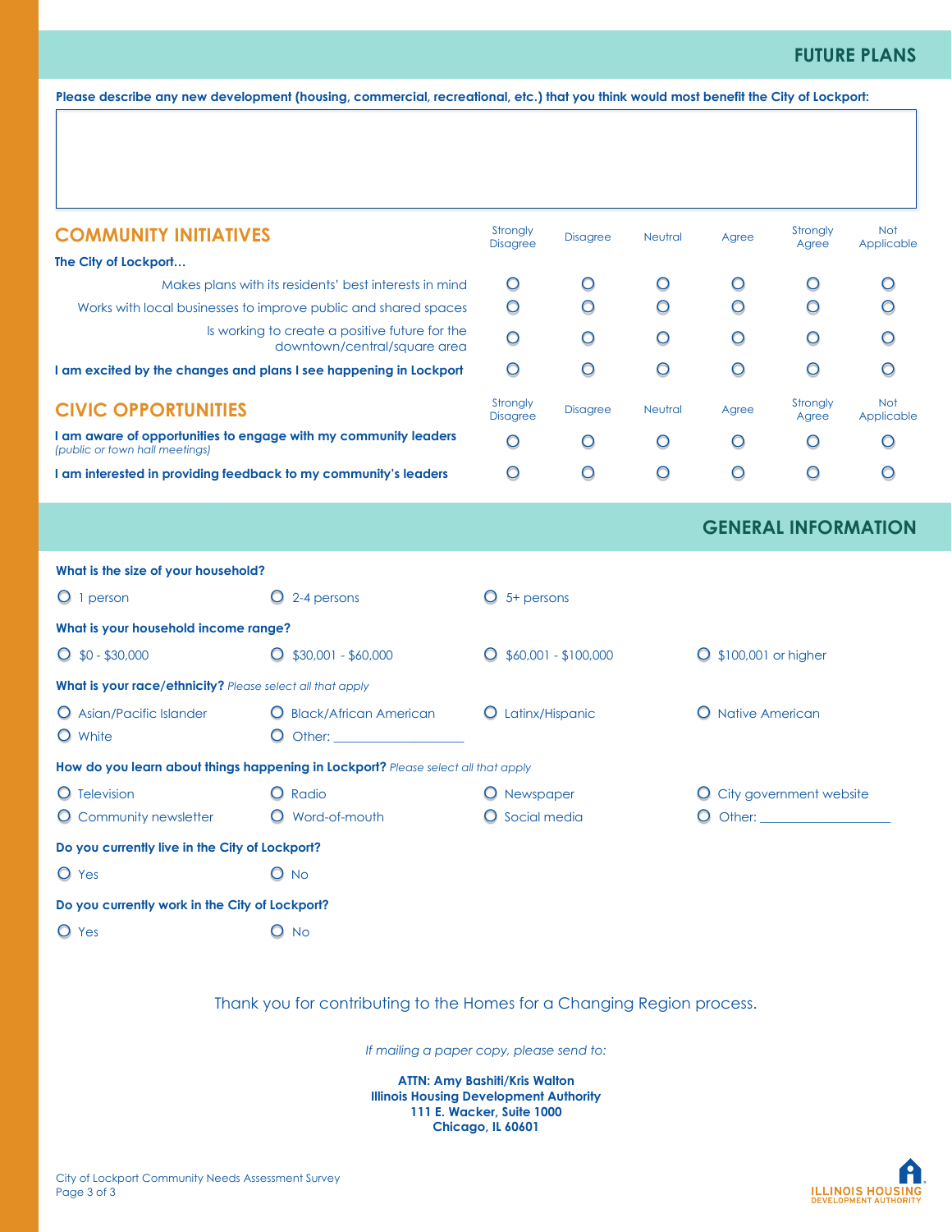## FUTURE PLANS

**Please describe any new development (housing, commercial, recreational, etc.) that you think would most benefit the City of Lockport:**

## COMMUNITY INITIATIVES

**The City of Lockport…**

| | Strongly Disagree | Disagree | Neutral | Agree | Strongly Agree | Not Applicable |
|---|---|---|---|---|---|---|
| Makes plans with its residents' best interests in mind | O | O | O | O | O | O |
| Works with local businesses to improve public and shared spaces | O | O | O | O | O | O |
| Is working to create a positive future for the downtown/central/square area | O | O | O | O | O | O |
| **I am excited by the changes and plans I see happening in Lockport** | O | O | O | O | O | O |

## CIVIC OPPORTUNITIES

| | Strongly Disagree | Disagree | Neutral | Agree | Strongly Agree | Not Applicable |
|---|---|---|---|---|---|---|
| **I am aware of opportunities to engage with my community leaders** *(public or town hall meetings)* | O | O | O | O | O | O |
| **I am interested in providing feedback to my community's leaders** | O | O | O | O | O | O |

## GENERAL INFORMATION

**What is the size of your household?**

- O 1 person
- O 2-4 persons
- O 5+ persons

**What is your household income range?**

- O $0 - $30,000
- O $30,001 - $60,000
- O $60,001 - $100,000
- O $100,001 or higher

**What is your race/ethnicity?** *Please select all that apply*

- O Asian/Pacific Islander
- O Black/African American
- O Latinx/Hispanic
- O Native American
- O White
- O Other: ___________________

**How do you learn about things happening in Lockport?** *Please select all that apply*

- O Television
- O Radio
- O Newspaper
- O City government website
- O Community newsletter
- O Word-of-mouth
- O Social media
- O Other: ___________________

**Do you currently live in the City of Lockport?**

- O Yes
- O No

**Do you currently work in the City of Lockport?**

- O Yes
- O No

Thank you for contributing to the Homes for a Changing Region process.

*If mailing a paper copy, please send to:*

**ATTN: Amy Bashiti/Kris Walton**
**Illinois Housing Development Authority**
**111 E. Wacker, Suite 1000**
**Chicago, IL 60601**

City of Lockport Community Needs Assessment Survey

ILLINOIS HOUSING DEVELOPMENT AUTHORITY